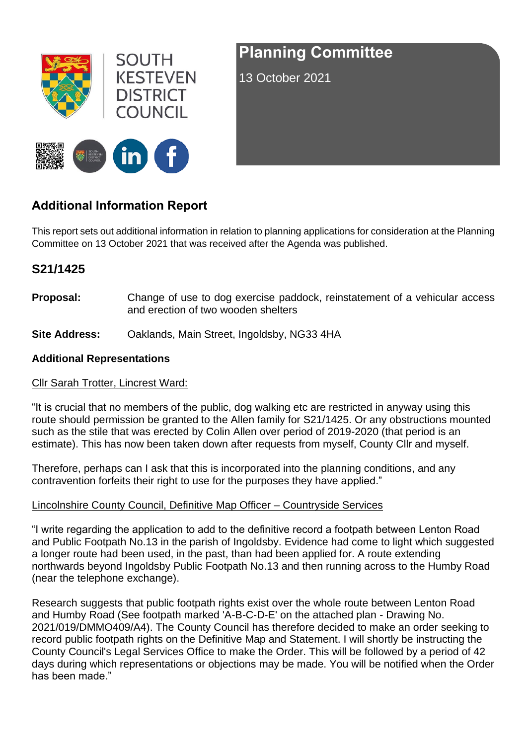SOUTH KESTEVEN DISTRICT COUNCIL

# Planning Committee

13 October 2021

## Additional Information Report

This report sets out additional information in relation to planning applications for consideration at the Planning Committee on 13 October 2021 that was received after the Agenda was published.

## S21/1425

**Proposal:** Change of use to dog exercise paddock, reinstatement of a vehicular access and erection of two wooden shelters

**Site Address:** Oaklands, Main Street, Ingoldsby, NG33 4HA

### Additional Representations

Cllr Sarah Trotter, Lincrest Ward:

"It is crucial that no members of the public, dog walking etc are restricted in anyway using this route should permission be granted to the Allen family for S21/1425. Or any obstructions mounted such as the stile that was erected by Colin Allen over period of 2019-2020 (that period is an estimate). This has now been taken down after requests from myself, County Cllr and myself.

Therefore, perhaps can I ask that this is incorporated into the planning conditions, and any contravention forfeits their right to use for the purposes they have applied."

Lincolnshire County Council, Definitive Map Officer – Countryside Services

"I write regarding the application to add to the definitive record a footpath between Lenton Road and Public Footpath No.13 in the parish of Ingoldsby. Evidence had come to light which suggested a longer route had been used, in the past, than had been applied for. A route extending northwards beyond Ingoldsby Public Footpath No.13 and then running across to the Humby Road (near the telephone exchange).

Research suggests that public footpath rights exist over the whole route between Lenton Road and Humby Road (See footpath marked 'A-B-C-D-E' on the attached plan - Drawing No. 2021/019/DMMO409/A4). The County Council has therefore decided to make an order seeking to record public footpath rights on the Definitive Map and Statement. I will shortly be instructing the County Council's Legal Services Office to make the Order. This will be followed by a period of 42 days during which representations or objections may be made. You will be notified when the Order has been made."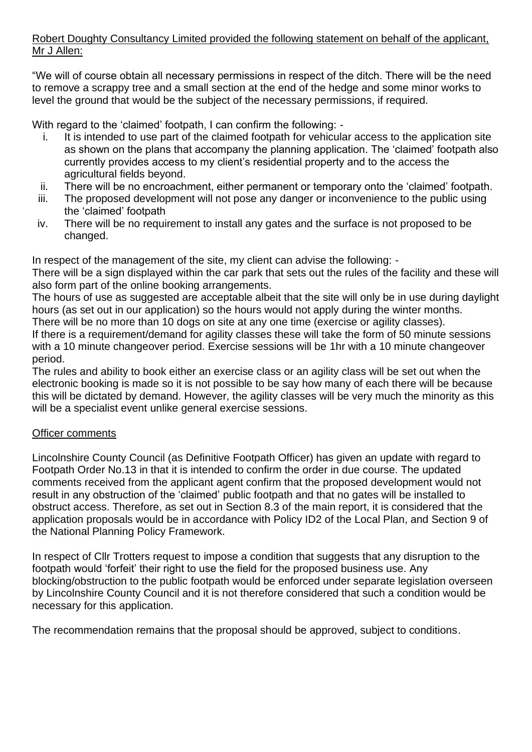Robert Doughty Consultancy Limited provided the following statement on behalf of the applicant, Mr J Allen:

"We will of course obtain all necessary permissions in respect of the ditch. There will be the need to remove a scrappy tree and a small section at the end of the hedge and some minor works to level the ground that would be the subject of the necessary permissions, if required.

With regard to the 'claimed' footpath, I can confirm the following: -

i. It is intended to use part of the claimed footpath for vehicular access to the application site as shown on the plans that accompany the planning application. The 'claimed' footpath also currently provides access to my client's residential property and to the access the agricultural fields beyond.
ii. There will be no encroachment, either permanent or temporary onto the 'claimed' footpath.
iii. The proposed development will not pose any danger or inconvenience to the public using the 'claimed' footpath
iv. There will be no requirement to install any gates and the surface is not proposed to be changed.

In respect of the management of the site, my client can advise the following: -

There will be a sign displayed within the car park that sets out the rules of the facility and these will also form part of the online booking arrangements.

The hours of use as suggested are acceptable albeit that the site will only be in use during daylight hours (as set out in our application) so the hours would not apply during the winter months.

There will be no more than 10 dogs on site at any one time (exercise or agility classes).

If there is a requirement/demand for agility classes these will take the form of 50 minute sessions with a 10 minute changeover period. Exercise sessions will be 1hr with a 10 minute changeover period.

The rules and ability to book either an exercise class or an agility class will be set out when the electronic booking is made so it is not possible to be say how many of each there will be because this will be dictated by demand. However, the agility classes will be very much the minority as this will be a specialist event unlike general exercise sessions.

Officer comments

Lincolnshire County Council (as Definitive Footpath Officer) has given an update with regard to Footpath Order No.13 in that it is intended to confirm the order in due course. The updated comments received from the applicant agent confirm that the proposed development would not result in any obstruction of the 'claimed' public footpath and that no gates will be installed to obstruct access. Therefore, as set out in Section 8.3 of the main report, it is considered that the application proposals would be in accordance with Policy ID2 of the Local Plan, and Section 9 of the National Planning Policy Framework.

In respect of Cllr Trotters request to impose a condition that suggests that any disruption to the footpath would 'forfeit' their right to use the field for the proposed business use. Any blocking/obstruction to the public footpath would be enforced under separate legislation overseen by Lincolnshire County Council and it is not therefore considered that such a condition would be necessary for this application.

The recommendation remains that the proposal should be approved, subject to conditions.